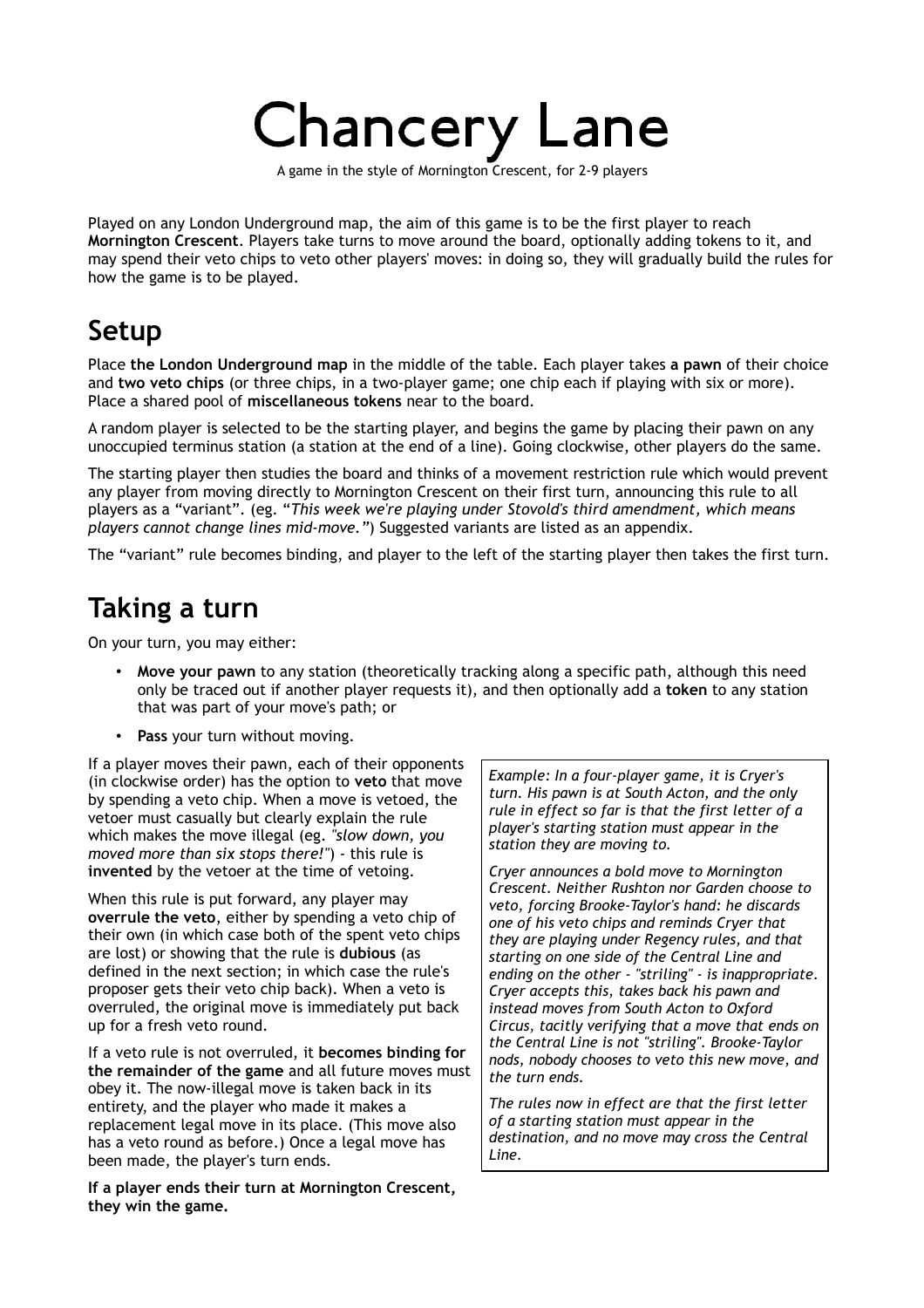# Chancery Lane

A game in the style of Mornington Crescent, for 2-9 players

Played on any London Underground map, the aim of this game is to be the first player to reach **Mornington Crescent**. Players take turns to move around the board, optionally adding tokens to it, and may spend their veto chips to veto other players' moves: in doing so, they will gradually build the rules for how the game is to be played.

## Setup

Place **the London Underground map** in the middle of the table. Each player takes **a pawn** of their choice and **two veto chips** (or three chips, in a two-player game; one chip each if playing with six or more). Place a shared pool of **miscellaneous tokens** near to the board.

A random player is selected to be the starting player, and begins the game by placing their pawn on any unoccupied terminus station (a station at the end of a line). Going clockwise, other players do the same.

The starting player then studies the board and thinks of a movement restriction rule which would prevent any player from moving directly to Mornington Crescent on their first turn, announcing this rule to all players as a "variant". (eg. "*This week we're playing under Stovold's third amendment, which means players cannot change lines mid-move.*") Suggested variants are listed as an appendix.

The "variant" rule becomes binding, and player to the left of the starting player then takes the first turn.

## Taking a turn

On your turn, you may either:

- **Move your pawn** to any station (theoretically tracking along a specific path, although this need only be traced out if another player requests it), and then optionally add a **token** to any station that was part of your move's path; or
- **Pass** your turn without moving.

If a player moves their pawn, each of their opponents (in clockwise order) has the option to **veto** that move by spending a veto chip. When a move is vetoed, the vetoer must casually but clearly explain the rule which makes the move illegal (eg. *"slow down, you moved more than six stops there!"*) - this rule is **invented** by the vetoer at the time of vetoing.

When this rule is put forward, any player may **overrule the veto**, either by spending a veto chip of their own (in which case both of the spent veto chips are lost) or showing that the rule is **dubious** (as defined in the next section; in which case the rule's proposer gets their veto chip back). When a veto is overruled, the original move is immediately put back up for a fresh veto round.

If a veto rule is not overruled, it **becomes binding for the remainder of the game** and all future moves must obey it. The now-illegal move is taken back in its entirety, and the player who made it makes a replacement legal move in its place. (This move also has a veto round as before.) Once a legal move has been made, the player's turn ends.

**If a player ends their turn at Mornington Crescent, they win the game.**

> *Example: In a four-player game, it is Cryer's turn. His pawn is at South Acton, and the only rule in effect so far is that the first letter of a player's starting station must appear in the station they are moving to.*
>
> *Cryer announces a bold move to Mornington Crescent. Neither Rushton nor Garden choose to veto, forcing Brooke-Taylor's hand: he discards one of his veto chips and reminds Cryer that they are playing under Regency rules, and that starting on one side of the Central Line and ending on the other - "striling" - is inappropriate. Cryer accepts this, takes back his pawn and instead moves from South Acton to Oxford Circus, tacitly verifying that a move that ends on the Central Line is not "striling". Brooke-Taylor nods, nobody chooses to veto this new move, and the turn ends.*
>
> *The rules now in effect are that the first letter of a starting station must appear in the destination, and no move may cross the Central Line.*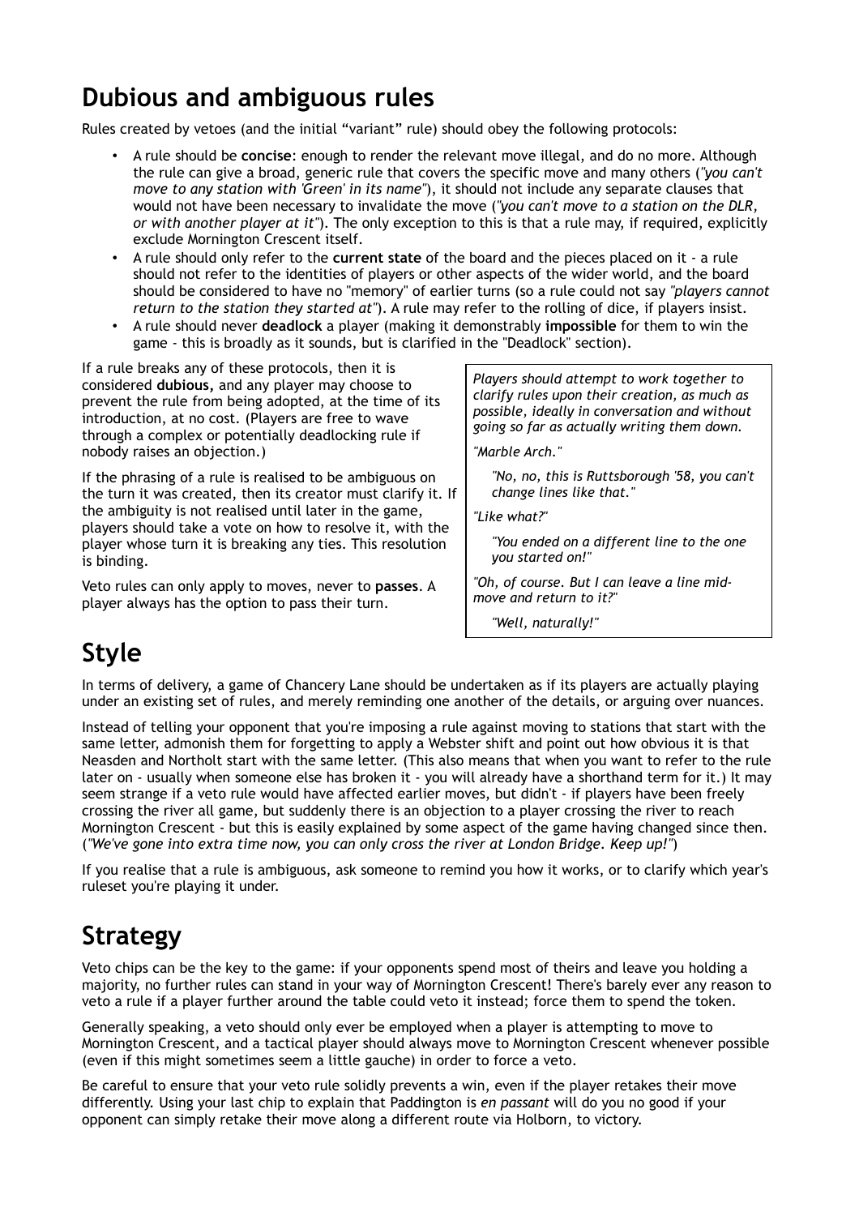# Dubious and ambiguous rules

Rules created by vetoes (and the initial "variant" rule) should obey the following protocols:

- A rule should be **concise**: enough to render the relevant move illegal, and do no more. Although the rule can give a broad, generic rule that covers the specific move and many others (*"you can't move to any station with 'Green' in its name"*), it should not include any separate clauses that would not have been necessary to invalidate the move (*"you can't move to a station on the DLR, or with another player at it"*). The only exception to this is that a rule may, if required, explicitly exclude Mornington Crescent itself.
- A rule should only refer to the **current state** of the board and the pieces placed on it - a rule should not refer to the identities of players or other aspects of the wider world, and the board should be considered to have no "memory" of earlier turns (so a rule could not say *"players cannot return to the station they started at"*). A rule may refer to the rolling of dice, if players insist.
- A rule should never **deadlock** a player (making it demonstrably **impossible** for them to win the game - this is broadly as it sounds, but is clarified in the "Deadlock" section).

If a rule breaks any of these protocols, then it is considered **dubious,** and any player may choose to prevent the rule from being adopted, at the time of its introduction, at no cost. (Players are free to wave through a complex or potentially deadlocking rule if nobody raises an objection.)

If the phrasing of a rule is realised to be ambiguous on the turn it was created, then its creator must clarify it. If the ambiguity is not realised until later in the game, players should take a vote on how to resolve it, with the player whose turn it is breaking any ties. This resolution is binding.

Veto rules can only apply to moves, never to **passes**. A player always has the option to pass their turn.

*Players should attempt to work together to clarify rules upon their creation, as much as possible, ideally in conversation and without going so far as actually writing them down.*

*"Marble Arch."*

> *"No, no, this is Ruttsborough '58, you can't change lines like that."*

*"Like what?"*

> *"You ended on a different line to the one you started on!"*

*"Oh, of course. But I can leave a line mid-move and return to it?"*

> *"Well, naturally!"*

# Style

In terms of delivery, a game of Chancery Lane should be undertaken as if its players are actually playing under an existing set of rules, and merely reminding one another of the details, or arguing over nuances.

Instead of telling your opponent that you're imposing a rule against moving to stations that start with the same letter, admonish them for forgetting to apply a Webster shift and point out how obvious it is that Neasden and Northolt start with the same letter. (This also means that when you want to refer to the rule later on - usually when someone else has broken it - you will already have a shorthand term for it.) It may seem strange if a veto rule would have affected earlier moves, but didn't - if players have been freely crossing the river all game, but suddenly there is an objection to a player crossing the river to reach Mornington Crescent - but this is easily explained by some aspect of the game having changed since then. (*"We've gone into extra time now, you can only cross the river at London Bridge. Keep up!"*)

If you realise that a rule is ambiguous, ask someone to remind you how it works, or to clarify which year's ruleset you're playing it under.

# Strategy

Veto chips can be the key to the game: if your opponents spend most of theirs and leave you holding a majority, no further rules can stand in your way of Mornington Crescent! There's barely ever any reason to veto a rule if a player further around the table could veto it instead; force them to spend the token.

Generally speaking, a veto should only ever be employed when a player is attempting to move to Mornington Crescent, and a tactical player should always move to Mornington Crescent whenever possible (even if this might sometimes seem a little gauche) in order to force a veto.

Be careful to ensure that your veto rule solidly prevents a win, even if the player retakes their move differently. Using your last chip to explain that Paddington is *en passant* will do you no good if your opponent can simply retake their move along a different route via Holborn, to victory.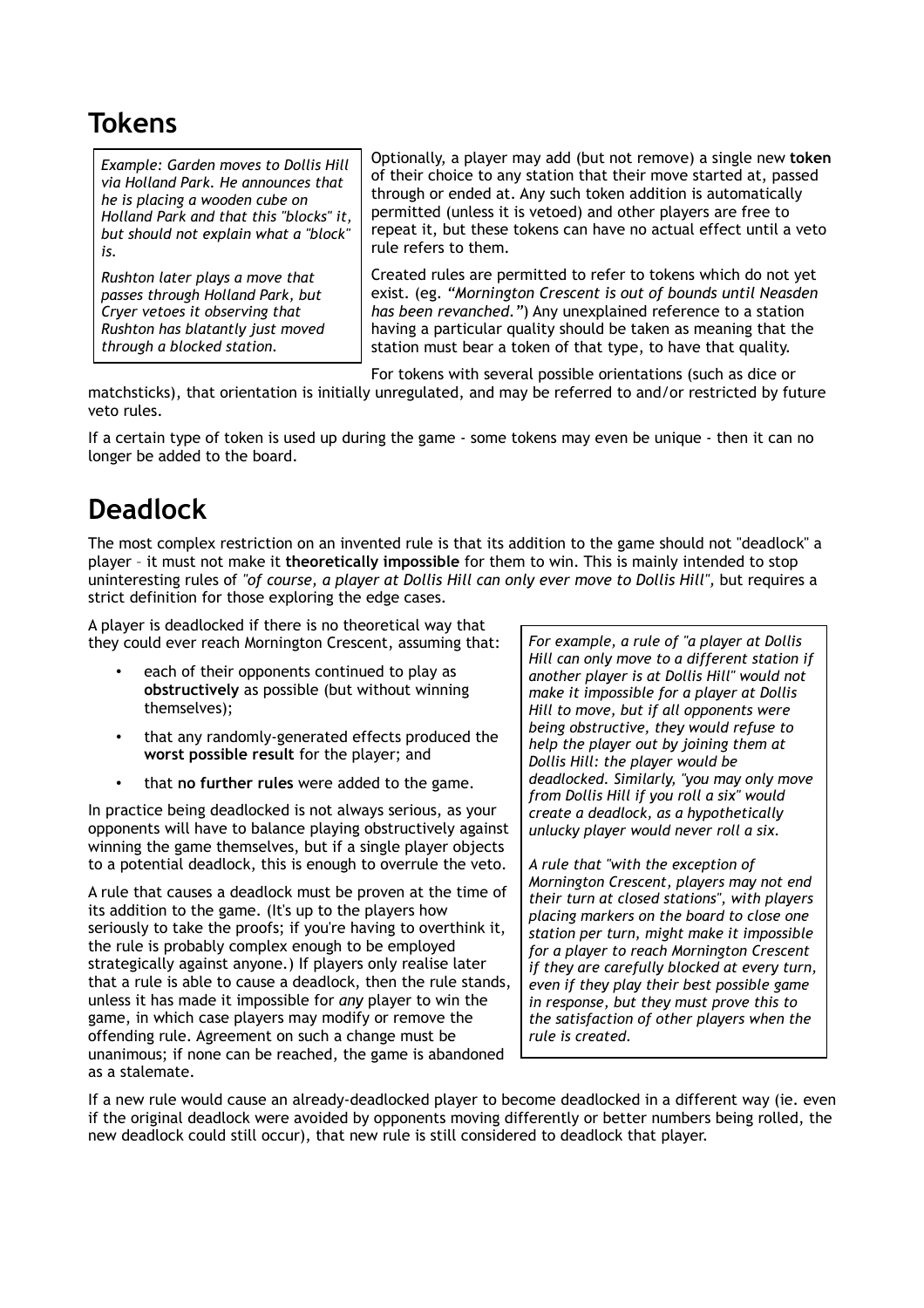## Tokens

*Example: Garden moves to Dollis Hill via Holland Park. He announces that he is placing a wooden cube on Holland Park and that this "blocks" it, but should not explain what a "block" is.*

*Rushton later plays a move that passes through Holland Park, but Cryer vetoes it observing that Rushton has blatantly just moved through a blocked station.*

Optionally, a player may add (but not remove) a single new **token** of their choice to any station that their move started at, passed through or ended at. Any such token addition is automatically permitted (unless it is vetoed) and other players are free to repeat it, but these tokens can have no actual effect until a veto rule refers to them.

Created rules are permitted to refer to tokens which do not yet exist. (eg. *"Mornington Crescent is out of bounds until Neasden has been revanched."*) Any unexplained reference to a station having a particular quality should be taken as meaning that the station must bear a token of that type, to have that quality.

For tokens with several possible orientations (such as dice or matchsticks), that orientation is initially unregulated, and may be referred to and/or restricted by future veto rules.

If a certain type of token is used up during the game - some tokens may even be unique - then it can no longer be added to the board.

## Deadlock

The most complex restriction on an invented rule is that its addition to the game should not "deadlock" a player – it must not make it **theoretically impossible** for them to win. This is mainly intended to stop uninteresting rules of *"of course, a player at Dollis Hill can only ever move to Dollis Hill"*, but requires a strict definition for those exploring the edge cases.

A player is deadlocked if there is no theoretical way that they could ever reach Mornington Crescent, assuming that:

- each of their opponents continued to play as **obstructively** as possible (but without winning themselves);
- that any randomly-generated effects produced the **worst possible result** for the player; and
- that **no further rules** were added to the game.

In practice being deadlocked is not always serious, as your opponents will have to balance playing obstructively against winning the game themselves, but if a single player objects to a potential deadlock, this is enough to overrule the veto.

A rule that causes a deadlock must be proven at the time of its addition to the game. (It's up to the players how seriously to take the proofs; if you're having to overthink it, the rule is probably complex enough to be employed strategically against anyone.) If players only realise later that a rule is able to cause a deadlock, then the rule stands, unless it has made it impossible for *any* player to win the game, in which case players may modify or remove the offending rule. Agreement on such a change must be unanimous; if none can be reached, the game is abandoned as a stalemate.

*For example, a rule of "a player at Dollis Hill can only move to a different station if another player is at Dollis Hill" would not make it impossible for a player at Dollis Hill to move, but if all opponents were being obstructive, they would refuse to help the player out by joining them at Dollis Hill: the player would be deadlocked. Similarly, "you may only move from Dollis Hill if you roll a six" would create a deadlock, as a hypothetically unlucky player would never roll a six.*

*A rule that "with the exception of Mornington Crescent, players may not end their turn at closed stations", with players placing markers on the board to close one station per turn, might make it impossible for a player to reach Mornington Crescent if they are carefully blocked at every turn, even if they play their best possible game in response, but they must prove this to the satisfaction of other players when the rule is created.*

If a new rule would cause an already-deadlocked player to become deadlocked in a different way (ie. even if the original deadlock were avoided by opponents moving differently or better numbers being rolled, the new deadlock could still occur), that new rule is still considered to deadlock that player.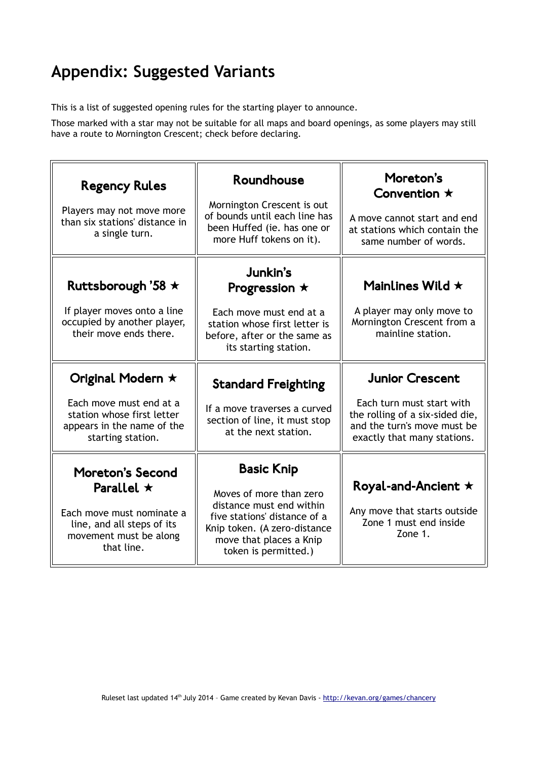# Appendix: Suggested Variants

This is a list of suggested opening rules for the starting player to announce.

Those marked with a star may not be suitable for all maps and board openings, as some players may still have a route to Mornington Crescent; check before declaring.

| | | |
|---|---|---|
| **Regency Rules**<br><br>Players may not move more than six stations' distance in a single turn. | **Roundhouse**<br><br>Mornington Crescent is out of bounds until each line has been Huffed (ie. has one or more Huff tokens on it). | **Moreton's Convention ★**<br><br>A move cannot start and end at stations which contain the same number of words. |
| **Ruttsborough '58 ★**<br><br>If player moves onto a line occupied by another player, their move ends there. | **Junkin's Progression ★**<br><br>Each move must end at a station whose first letter is before, after or the same as its starting station. | **Mainlines Wild ★**<br><br>A player may only move to Mornington Crescent from a mainline station. |
| **Original Modern ★**<br><br>Each move must end at a station whose first letter appears in the name of the starting station. | **Standard Freighting**<br><br>If a move traverses a curved section of line, it must stop at the next station. | **Junior Crescent**<br><br>Each turn must start with the rolling of a six-sided die, and the turn's move must be exactly that many stations. |
| **Moreton's Second Parallel ★**<br><br>Each move must nominate a line, and all steps of its movement must be along that line. | **Basic Knip**<br><br>Moves of more than zero distance must end within five stations' distance of a Knip token. (A zero-distance move that places a Knip token is permitted.) | **Royal-and-Ancient ★**<br><br>Any move that starts outside Zone 1 must end inside Zone 1. |

Ruleset last updated 14th July 2014 – Game created by Kevan Davis - http://kevan.org/games/chancery